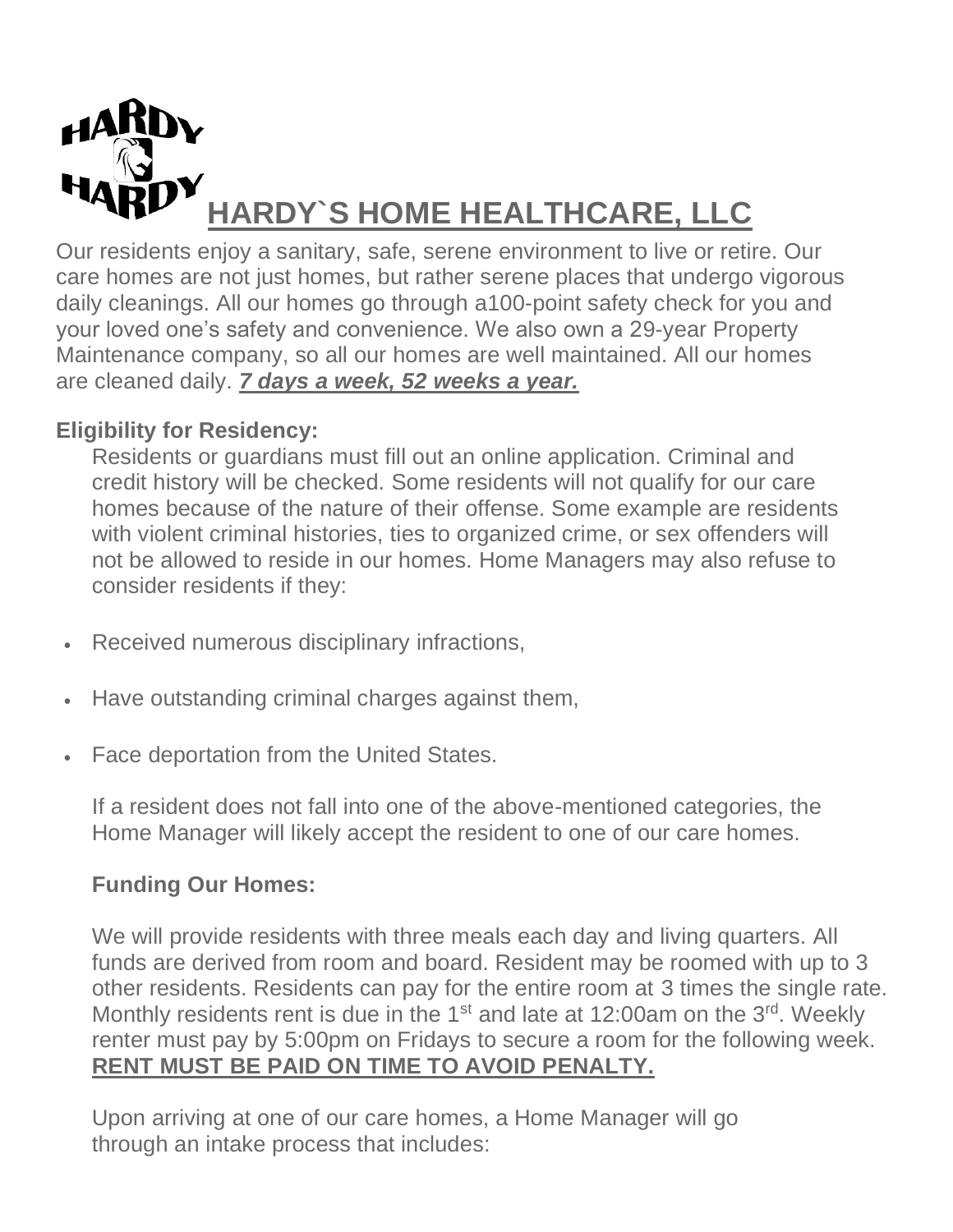# HARDY`S HOME HEALTHCARE, LLC

Our residents enjoy a sanitary, safe, serene environment to live or retire. Our care homes are not just homes, but rather serene places that undergo vigorous daily cleanings. All our homes go through a100-point safety check for you and your loved one's safety and convenience. We also own a 29-year Property Maintenance company, so all our homes are well maintained. All our homes are cleaned daily. ***7 days a week, 52 weeks a year.***

**Eligibility for Residency:**

Residents or guardians must fill out an online application. Criminal and credit history will be checked. Some residents will not qualify for our care homes because of the nature of their offense. Some example are residents with violent criminal histories, ties to organized crime, or sex offenders will not be allowed to reside in our homes. Home Managers may also refuse to consider residents if they:

- Received numerous disciplinary infractions,
- Have outstanding criminal charges against them,
- Face deportation from the United States.

If a resident does not fall into one of the above-mentioned categories, the Home Manager will likely accept the resident to one of our care homes.

**Funding Our Homes:**

We will provide residents with three meals each day and living quarters. All funds are derived from room and board. Resident may be roomed with up to 3 other residents. Residents can pay for the entire room at 3 times the single rate. Monthly residents rent is due in the 1st and late at 12:00am on the 3rd. Weekly renter must pay by 5:00pm on Fridays to secure a room for the following week. **RENT MUST BE PAID ON TIME TO AVOID PENALTY.**

Upon arriving at one of our care homes, a Home Manager will go through an intake process that includes: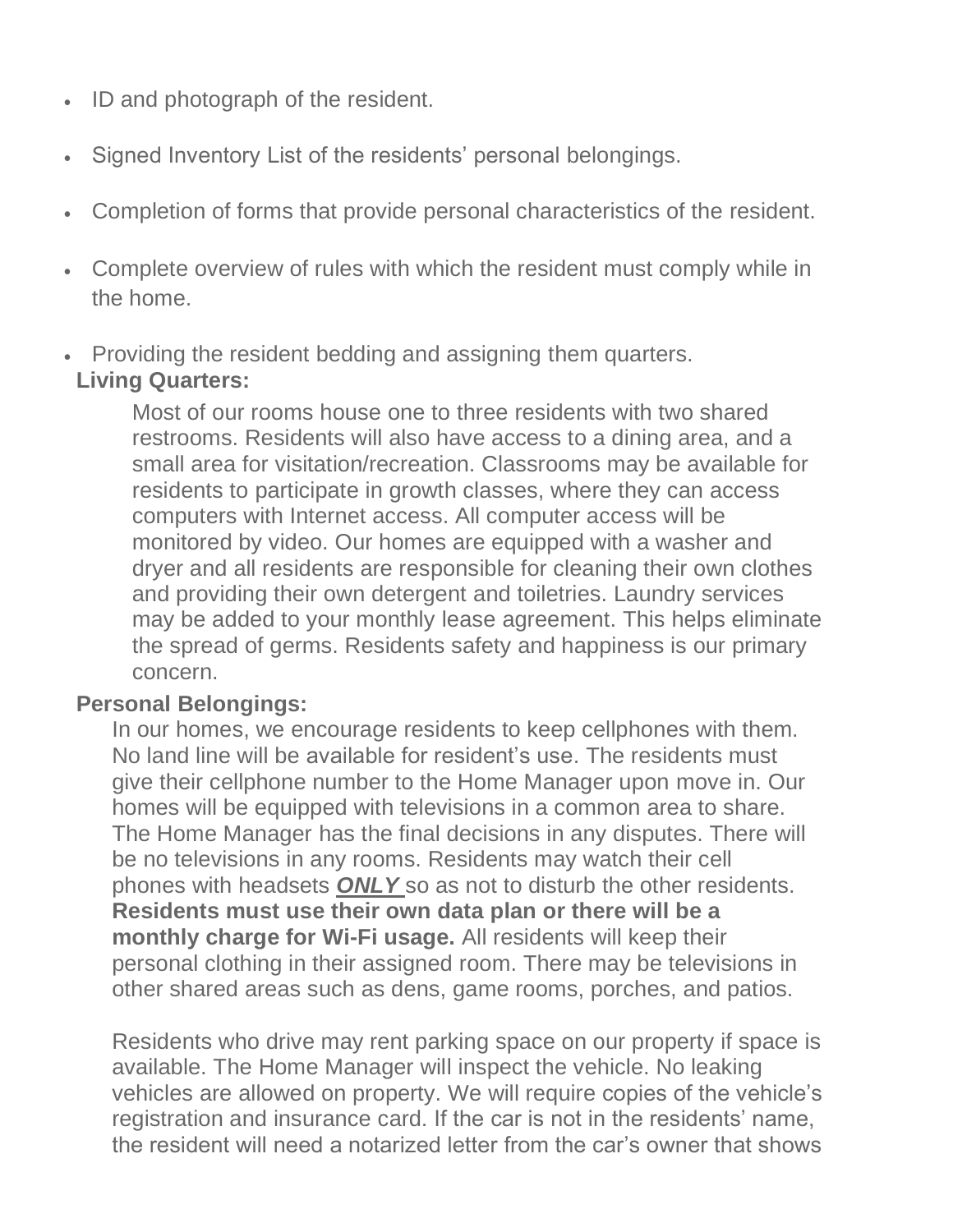- ID and photograph of the resident.
- Signed Inventory List of the residents' personal belongings.
- Completion of forms that provide personal characteristics of the resident.
- Complete overview of rules with which the resident must comply while in the home.
- Providing the resident bedding and assigning them quarters.

**Living Quarters:**

Most of our rooms house one to three residents with two shared restrooms. Residents will also have access to a dining area, and a small area for visitation/recreation. Classrooms may be available for residents to participate in growth classes, where they can access computers with Internet access. All computer access will be monitored by video. Our homes are equipped with a washer and dryer and all residents are responsible for cleaning their own clothes and providing their own detergent and toiletries. Laundry services may be added to your monthly lease agreement. This helps eliminate the spread of germs. Residents safety and happiness is our primary concern.

**Personal Belongings:**

In our homes, we encourage residents to keep cellphones with them. No land line will be available for resident's use. The residents must give their cellphone number to the Home Manager upon move in. Our homes will be equipped with televisions in a common area to share. The Home Manager has the final decisions in any disputes. There will be no televisions in any rooms. Residents may watch their cell phones with headsets <u>***ONLY***</u> so as not to disturb the other residents. **Residents must use their own data plan or there will be a monthly charge for Wi-Fi usage.** All residents will keep their personal clothing in their assigned room. There may be televisions in other shared areas such as dens, game rooms, porches, and patios.

Residents who drive may rent parking space on our property if space is available. The Home Manager will inspect the vehicle. No leaking vehicles are allowed on property. We will require copies of the vehicle's registration and insurance card. If the car is not in the residents' name, the resident will need a notarized letter from the car's owner that shows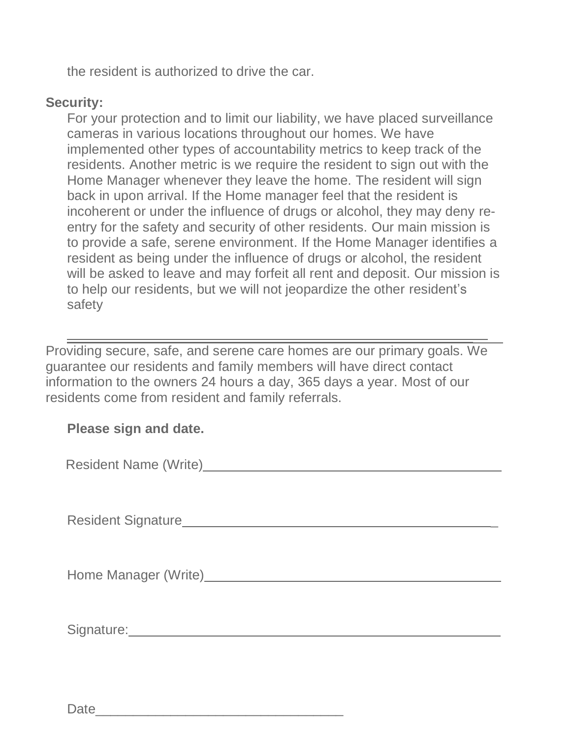the resident is authorized to drive the car.

**Security:**

For your protection and to limit our liability, we have placed surveillance cameras in various locations throughout our homes. We have implemented other types of accountability metrics to keep track of the residents. Another metric is we require the resident to sign out with the Home Manager whenever they leave the home. The resident will sign back in upon arrival. If the Home manager feel that the resident is incoherent or under the influence of drugs or alcohol, they may deny re-entry for the safety and security of other residents. Our main mission is to provide a safe, serene environment. If the Home Manager identifies a resident as being under the influence of drugs or alcohol, the resident will be asked to leave and may forfeit all rent and deposit. Our mission is to help our residents, but we will not jeopardize the other resident's safety

---

Providing secure, safe, and serene care homes are our primary goals. We guarantee our residents and family members will have direct contact information to the owners 24 hours a day, 365 days a year. Most of our residents come from resident and family referrals.

**Please sign and date.**

Resident Name (Write)________________________________________

Resident Signature___________________________________________

Home Manager (Write)________________________________________

Signature:____________________________________________________

Date_________________________________